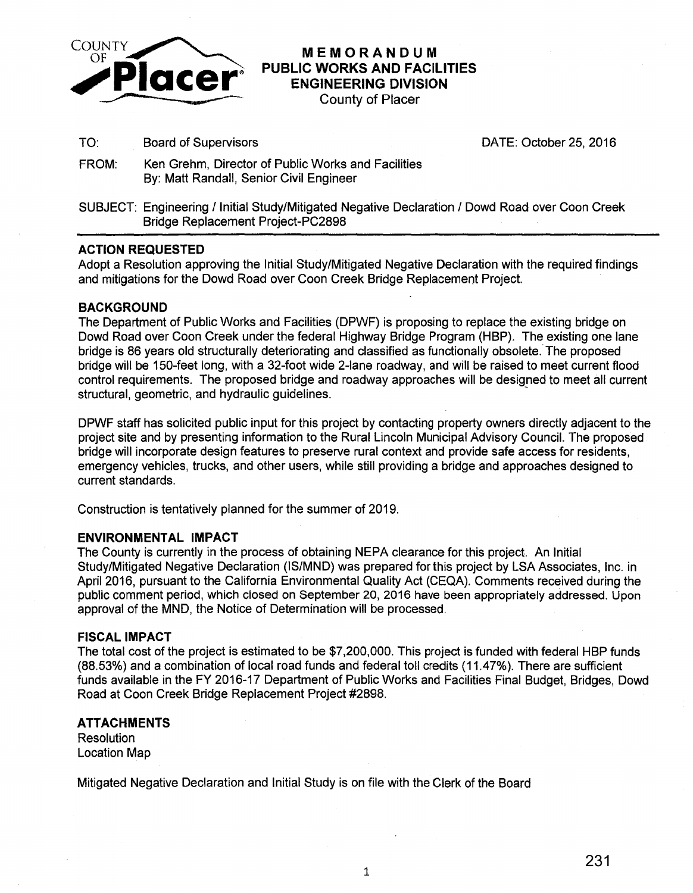COUNTY OF Placer

# MEMORANDUM
## PUBLIC WORKS AND FACILITIES
## ENGINEERING DIVISION
County of Placer

TO: Board of Supervisors DATE: October 25, 2016

FROM: Ken Grehm, Director of Public Works and Facilities
By: Matt Randall, Senior Civil Engineer

SUBJECT: Engineering / Initial Study/Mitigated Negative Declaration / Dowd Road over Coon Creek Bridge Replacement Project-PC2898

---

### ACTION REQUESTED

Adopt a Resolution approving the Initial Study/Mitigated Negative Declaration with the required findings and mitigations for the Dowd Road over Coon Creek Bridge Replacement Project.

### BACKGROUND

The Department of Public Works and Facilities (DPWF) is proposing to replace the existing bridge on Dowd Road over Coon Creek under the federal Highway Bridge Program (HBP). The existing one lane bridge is 86 years old structurally deteriorating and classified as functionally obsolete. The proposed bridge will be 150-feet long, with a 32-foot wide 2-lane roadway, and will be raised to meet current flood control requirements. The proposed bridge and roadway approaches will be designed to meet all current structural, geometric, and hydraulic guidelines.

DPWF staff has solicited public input for this project by contacting property owners directly adjacent to the project site and by presenting information to the Rural Lincoln Municipal Advisory Council. The proposed bridge will incorporate design features to preserve rural context and provide safe access for residents, emergency vehicles, trucks, and other users, while still providing a bridge and approaches designed to current standards.

Construction is tentatively planned for the summer of 2019.

### ENVIRONMENTAL IMPACT

The County is currently in the process of obtaining NEPA clearance for this project. An Initial Study/Mitigated Negative Declaration (IS/MND) was prepared for this project by LSA Associates, Inc. in April 2016, pursuant to the California Environmental Quality Act (CEQA). Comments received during the public comment period, which closed on September 20, 2016 have been appropriately addressed. Upon approval of the MND, the Notice of Determination will be processed.

### FISCAL IMPACT

The total cost of the project is estimated to be $7,200,000. This project is funded with federal HBP funds (88.53%) and a combination of local road funds and federal toll credits (11.47%). There are sufficient funds available in the FY 2016-17 Department of Public Works and Facilities Final Budget, Bridges, Dowd Road at Coon Creek Bridge Replacement Project #2898.

### ATTACHMENTS

Resolution
Location Map

Mitigated Negative Declaration and Initial Study is on file with the Clerk of the Board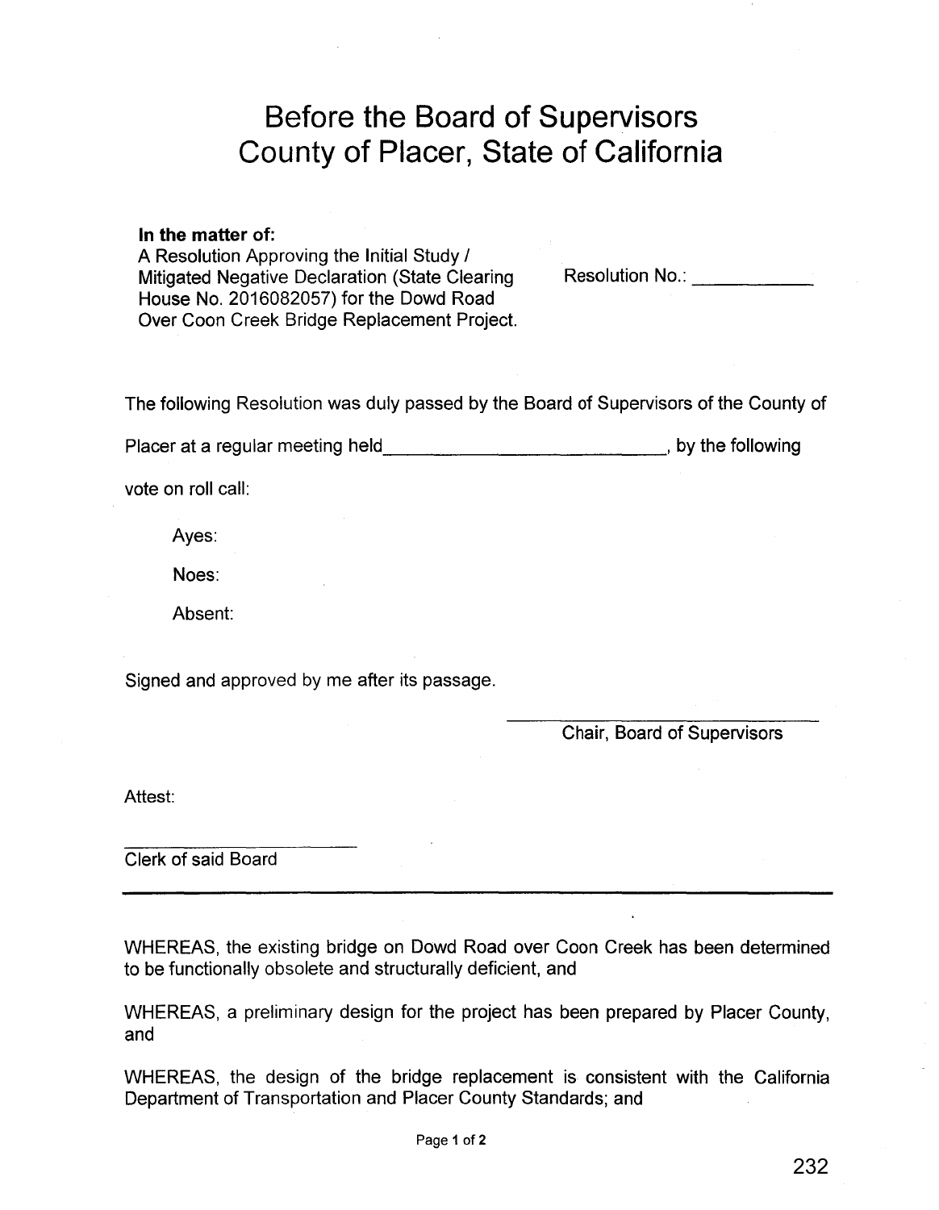# Before the Board of Supervisors
# County of Placer, State of California

**In the matter of:**
A Resolution Approving the Initial Study / Mitigated Negative Declaration (State Clearing House No. 2016082057) for the Dowd Road Over Coon Creek Bridge Replacement Project.

Resolution No.: ___________

The following Resolution was duly passed by the Board of Supervisors of the County of Placer at a regular meeting held___________________________, by the following vote on roll call:

Ayes:

Noes:

Absent:

Signed and approved by me after its passage.

___________________________
Chair, Board of Supervisors

Attest:

___________________________
Clerk of said Board

---

WHEREAS, the existing bridge on Dowd Road over Coon Creek has been determined to be functionally obsolete and structurally deficient, and

WHEREAS, a preliminary design for the project has been prepared by Placer County, and

WHEREAS, the design of the bridge replacement is consistent with the California Department of Transportation and Placer County Standards; and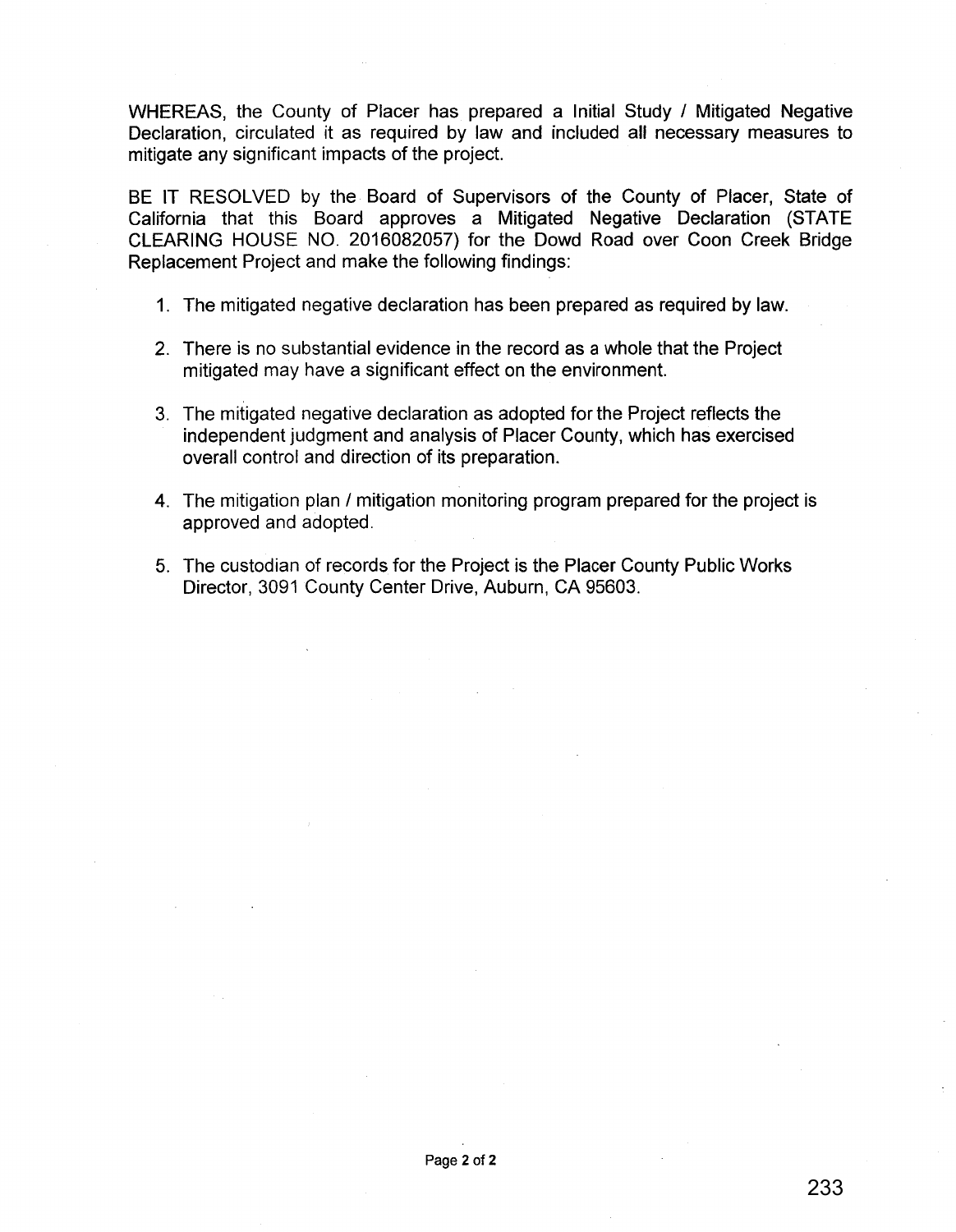WHEREAS, the County of Placer has prepared a Initial Study / Mitigated Negative Declaration, circulated it as required by law and included all necessary measures to mitigate any significant impacts of the project.

BE IT RESOLVED by the Board of Supervisors of the County of Placer, State of California that this Board approves a Mitigated Negative Declaration (STATE CLEARING HOUSE NO. 2016082057) for the Dowd Road over Coon Creek Bridge Replacement Project and make the following findings:

1. The mitigated negative declaration has been prepared as required by law.

2. There is no substantial evidence in the record as a whole that the Project mitigated may have a significant effect on the environment.

3. The mitigated negative declaration as adopted for the Project reflects the independent judgment and analysis of Placer County, which has exercised overall control and direction of its preparation.

4. The mitigation plan / mitigation monitoring program prepared for the project is approved and adopted.

5. The custodian of records for the Project is the Placer County Public Works Director, 3091 County Center Drive, Auburn, CA 95603.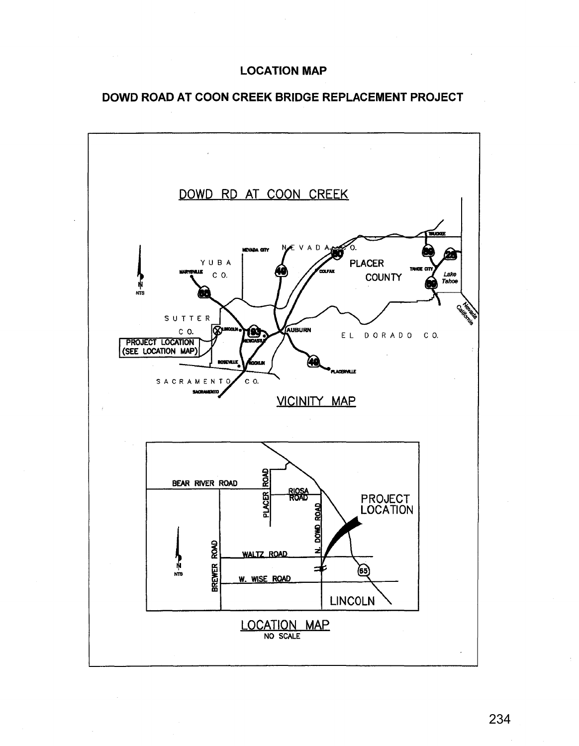**LOCATION MAP**

**DOWD ROAD AT COON CREEK BRIDGE REPLACEMENT PROJECT**

DOWD RD AT COON CREEK

NEVADA CITY

NEVADA CO.

80

89

28

TRUCKEE

YUBA CO.

MARYSVILLE

49

COLFAX

PLACER COUNTY

TAHOE CITY

Lake Tahoe

89

N

NTS

65

Nevada California

SUTTER CO.

LINCOLN

193

AUBURN

PROJECT LOCATION (SEE LOCATION MAP)

NEWCASTLE

EL DORADO CO.

ROSEVILLE

ROCKLIN

49

PLACERVILLE

SACRAMENTO CO.

SACRAMENTO

VICINITY MAP

BEAR RIVER ROAD

PLACER ROAD

RIOSA ROAD

N. DOWD ROAD

PROJECT LOCATION

BREWER ROAD

WALTZ ROAD

W. WISE ROAD

65

N

NTS

LINCOLN

LOCATION MAP

NO SCALE